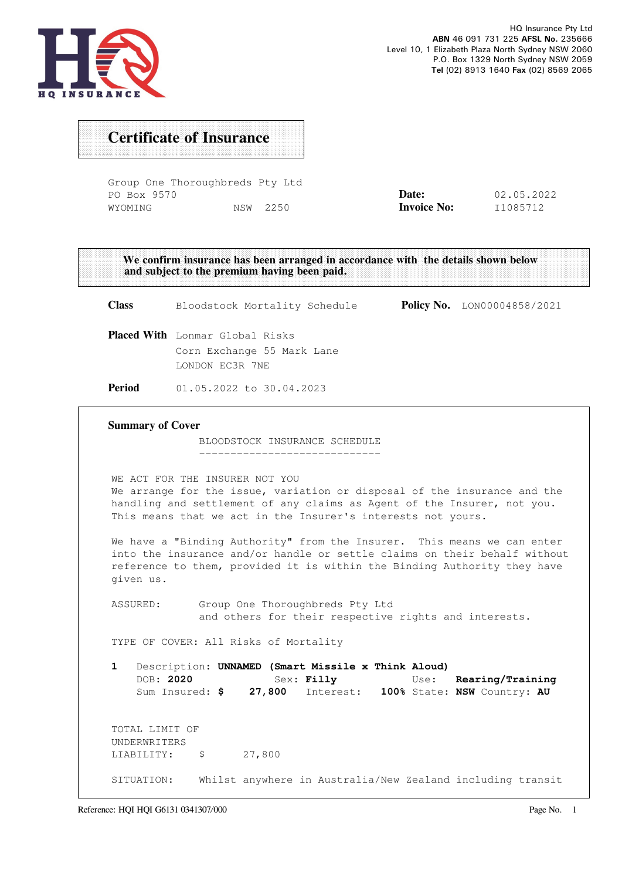HQ INSURANCE

HQ Insurance Pty Ltd
**ABN** 46 091 731 225 **AFSL No.** 235666
Level 10, 1 Elizabeth Plaza North Sydney NSW 2060
P.O. Box 1329 North Sydney NSW 2059
**Tel** (02) 8913 1640 **Fax** (02) 8569 2065

# Certificate of Insurance

Group One Thoroughbreds Pty Ltd
PO Box 9570
WYOMING NSW 2250

**Date:** 02.05.2022
**Invoice No:** I1085712

**We confirm insurance has been arranged in accordance with the details shown below and subject to the premium having been paid.**

**Class** Bloodstock Mortality Schedule **Policy No.** LON00004858/2021

**Placed With** Lonmar Global Risks
Corn Exchange 55 Mark Lane
LONDON EC3R 7NE

**Period** 01.05.2022 to 30.04.2023

## Summary of Cover

BLOODSTOCK INSURANCE SCHEDULE

WE ACT FOR THE INSURER NOT YOU
We arrange for the issue, variation or disposal of the insurance and the handling and settlement of any claims as Agent of the Insurer, not you. This means that we act in the Insurer's interests not yours.

We have a "Binding Authority" from the Insurer. This means we can enter into the insurance and/or handle or settle claims on their behalf without reference to them, provided it is within the Binding Authority they have given us.

ASSURED: Group One Thoroughbreds Pty Ltd
and others for their respective rights and interests.

TYPE OF COVER: All Risks of Mortality

**1** Description: **UNNAMED (Smart Missile x Think Aloud)**
DOB: **2020** Sex: **Filly** Use: **Rearing/Training**
Sum Insured: **$ 27,800** Interest: **100%** State: **NSW** Country: **AU**

TOTAL LIMIT OF UNDERWRITERS LIABILITY: $ 27,800

SITUATION: Whilst anywhere in Australia/New Zealand including transit

Reference: HQI HQI G6131 0341307/000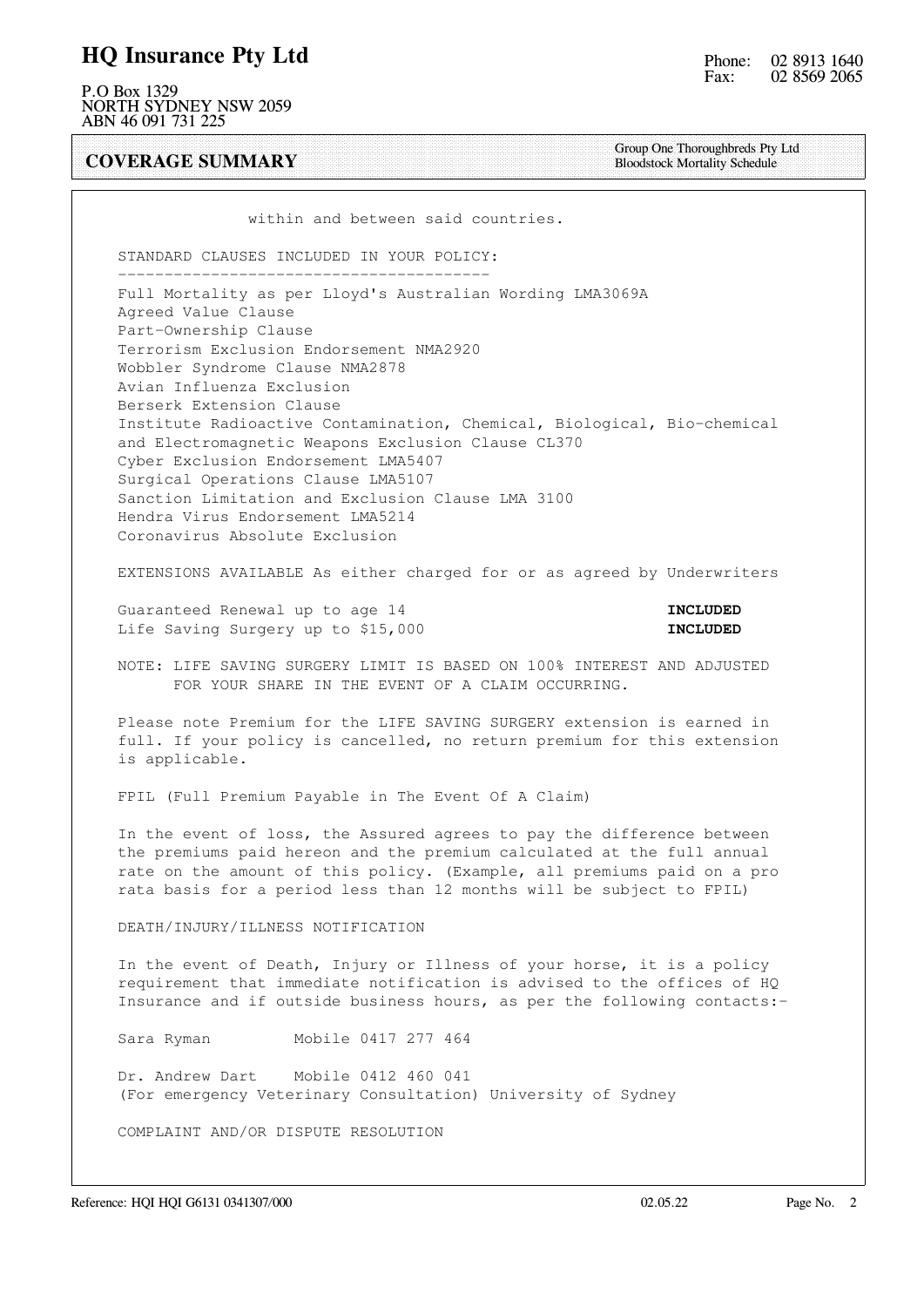within and between said countries.

STANDARD CLAUSES INCLUDED IN YOUR POLICY:

---

Full Mortality as per Lloyd's Australian Wording LMA3069A
Agreed Value Clause
Part-Ownership Clause
Terrorism Exclusion Endorsement NMA2920
Wobbler Syndrome Clause NMA2878
Avian Influenza Exclusion
Berserk Extension Clause
Institute Radioactive Contamination, Chemical, Biological, Bio-chemical and Electromagnetic Weapons Exclusion Clause CL370
Cyber Exclusion Endorsement LMA5407
Surgical Operations Clause LMA5107
Sanction Limitation and Exclusion Clause LMA 3100
Hendra Virus Endorsement LMA5214
Coronavirus Absolute Exclusion

EXTENSIONS AVAILABLE As either charged for or as agreed by Underwriters

| | |
|---|---|
| Guaranteed Renewal up to age 14 | **INCLUDED** |
| Life Saving Surgery up to $15,000 | **INCLUDED** |

NOTE: LIFE SAVING SURGERY LIMIT IS BASED ON 100% INTEREST AND ADJUSTED FOR YOUR SHARE IN THE EVENT OF A CLAIM OCCURRING.

Please note Premium for the LIFE SAVING SURGERY extension is earned in full. If your policy is cancelled, no return premium for this extension is applicable.

FPIL (Full Premium Payable in The Event Of A Claim)

In the event of loss, the Assured agrees to pay the difference between the premiums paid hereon and the premium calculated at the full annual rate on the amount of this policy. (Example, all premiums paid on a pro rata basis for a period less than 12 months will be subject to FPIL)

DEATH/INJURY/ILLNESS NOTIFICATION

In the event of Death, Injury or Illness of your horse, it is a policy requirement that immediate notification is advised to the offices of HQ Insurance and if outside business hours, as per the following contacts:-

Sara Ryman Mobile 0417 277 464

Dr. Andrew Dart Mobile 0412 460 041
(For emergency Veterinary Consultation) University of Sydney

COMPLAINT AND/OR DISPUTE RESOLUTION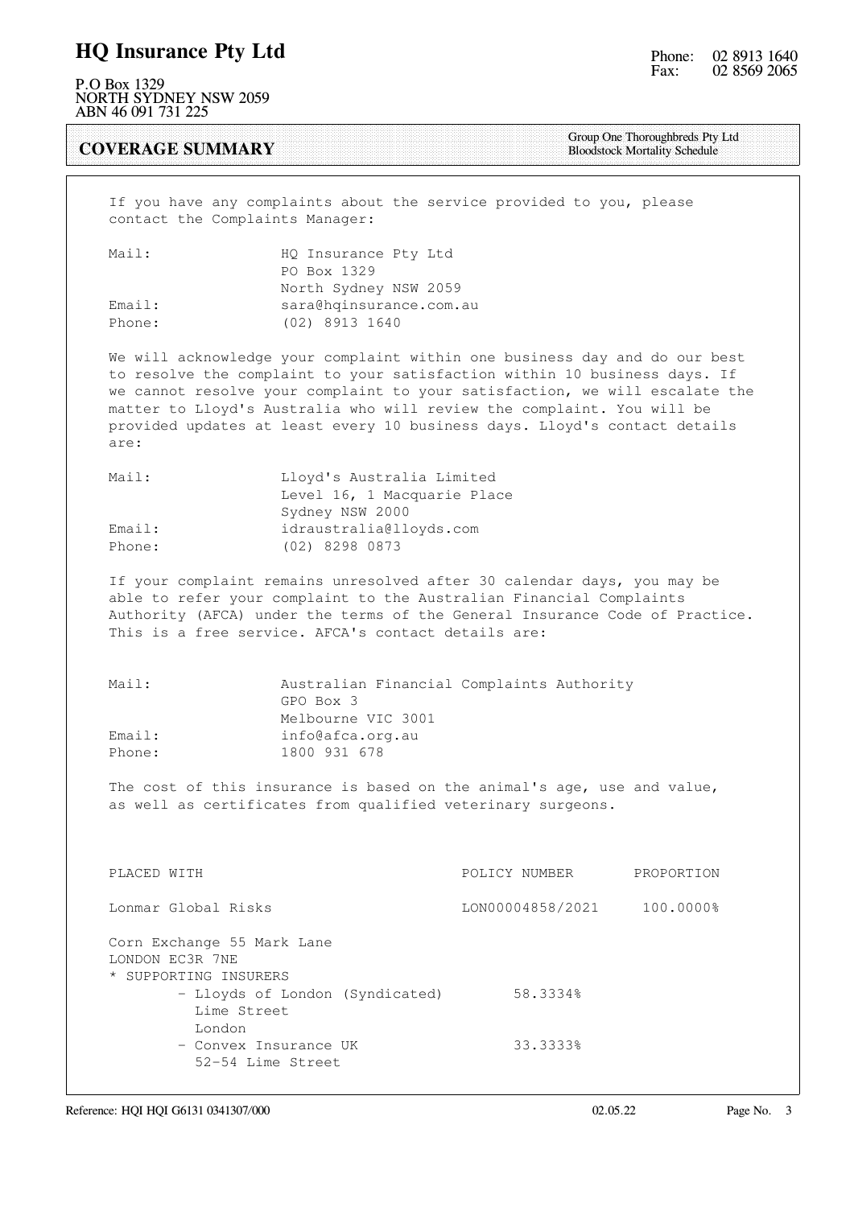## COVERAGE SUMMARY

Group One Thoroughbreds Pty Ltd
Bloodstock Mortality Schedule

If you have any complaints about the service provided to you, please contact the Complaints Manager:

Mail: HQ Insurance Pty Ltd
PO Box 1329
North Sydney NSW 2059
Email: sara@hqinsurance.com.au
Phone: (02) 8913 1640

We will acknowledge your complaint within one business day and do our best to resolve the complaint to your satisfaction within 10 business days. If we cannot resolve your complaint to your satisfaction, we will escalate the matter to Lloyd's Australia who will review the complaint. You will be provided updates at least every 10 business days. Lloyd's contact details are:

Mail: Lloyd's Australia Limited
Level 16, 1 Macquarie Place
Sydney NSW 2000
Email: idraustralia@lloyds.com
Phone: (02) 8298 0873

If your complaint remains unresolved after 30 calendar days, you may be able to refer your complaint to the Australian Financial Complaints Authority (AFCA) under the terms of the General Insurance Code of Practice. This is a free service. AFCA's contact details are:

Mail: Australian Financial Complaints Authority
GPO Box 3
Melbourne VIC 3001
Email: info@afca.org.au
Phone: 1800 931 678

The cost of this insurance is based on the animal's age, use and value, as well as certificates from qualified veterinary surgeons.

| PLACED WITH | POLICY NUMBER | PROPORTION |
|---|---|---|
| Lonmar Global Risks | LON00004858/2021 | 100.0000% |

Corn Exchange 55 Mark Lane
LONDON EC3R 7NE
* SUPPORTING INSURERS
  - Lloyds of London (Syndicated) 58.3334%
    Lime Street
    London
  - Convex Insurance UK 33.3333%
    52-54 Lime Street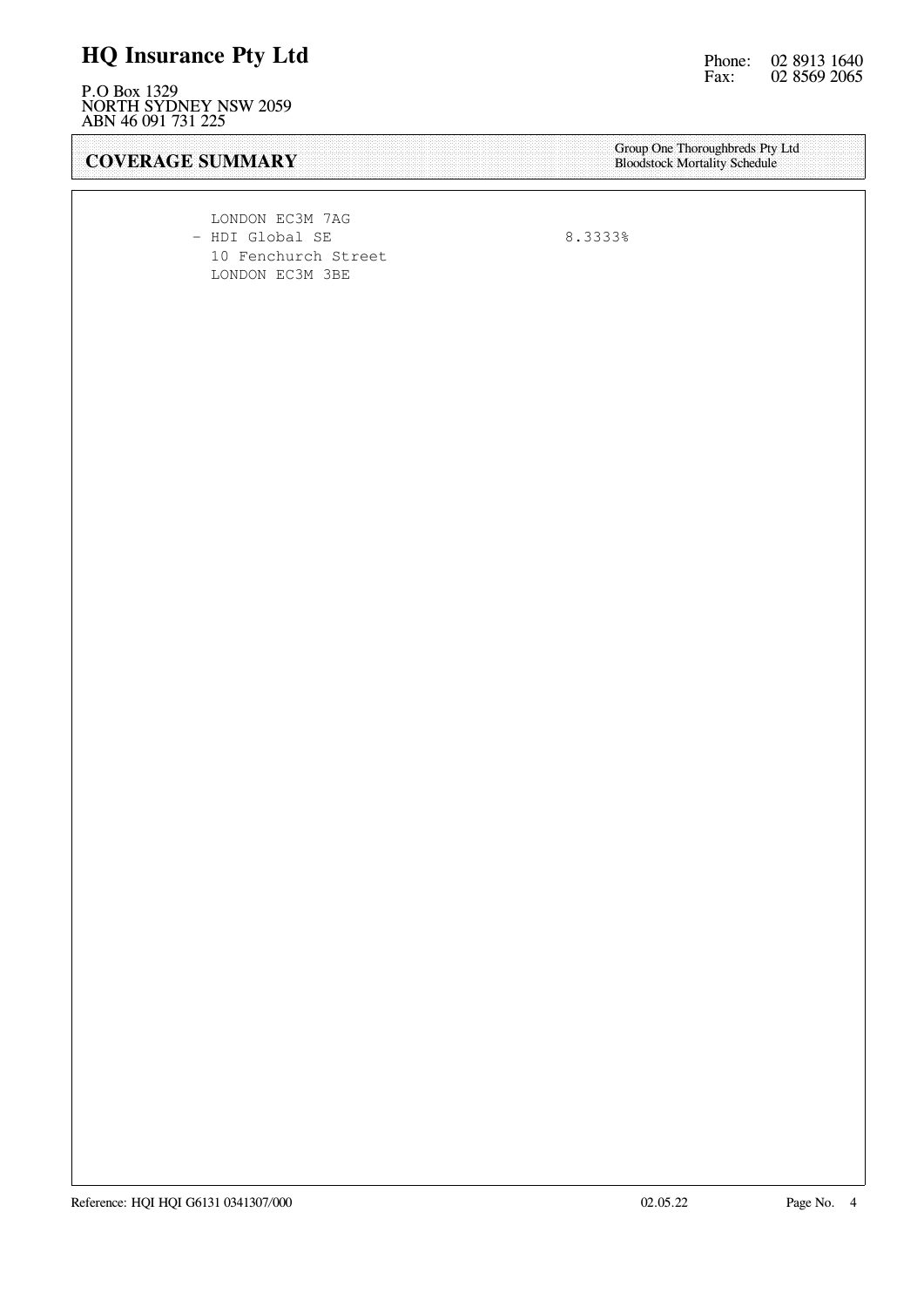# HQ Insurance Pty Ltd

P.O Box 1329
NORTH SYDNEY NSW 2059
ABN 46 091 731 225

Phone: 02 8913 1640
Fax: 02 8569 2065

## COVERAGE SUMMARY

Group One Thoroughbreds Pty Ltd
Bloodstock Mortality Schedule

```
  LONDON EC3M 7AG
- HDI Global SE                                   8.3333%
  10 Fenchurch Street
  LONDON EC3M 3BE
```

Reference: HQI HQI G6131 0341307/000        02.05.22